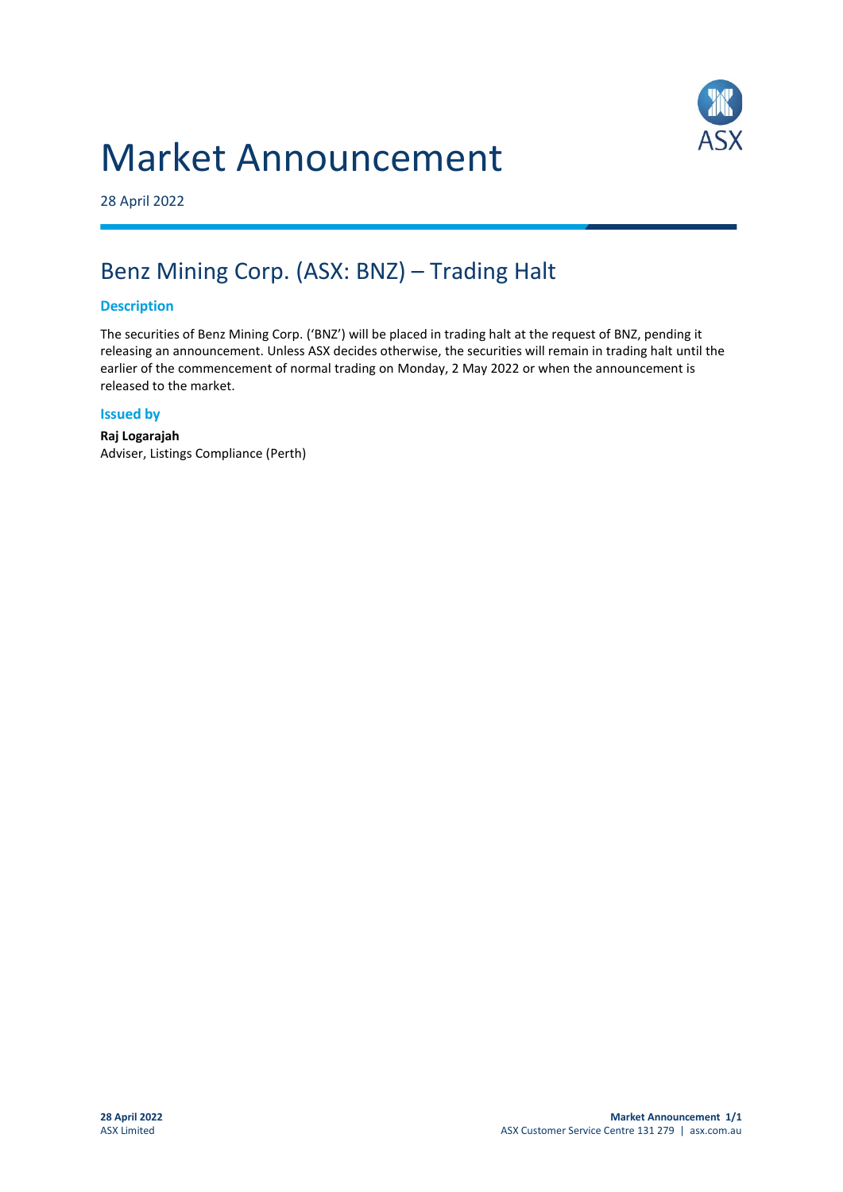# Market Announcement

28 April 2022

## Benz Mining Corp. (ASX: BNZ) – Trading Halt

### Description

The securities of Benz Mining Corp. ('BNZ') will be placed in trading halt at the request of BNZ, pending it releasing an announcement. Unless ASX decides otherwise, the securities will remain in trading halt until the earlier of the commencement of normal trading on Monday, 2 May 2022 or when the announcement is released to the market.

### Issued by

**Raj Logarajah**
Adviser, Listings Compliance (Perth)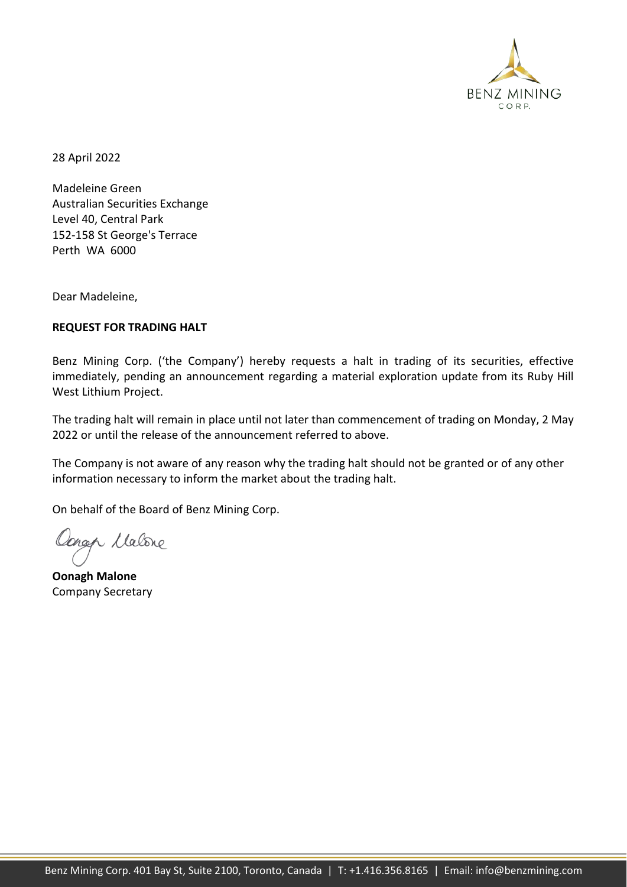28 April 2022

Madeleine Green
Australian Securities Exchange
Level 40, Central Park
152-158 St George's Terrace
Perth WA 6000

Dear Madeleine,

**REQUEST FOR TRADING HALT**

Benz Mining Corp. ('the Company') hereby requests a halt in trading of its securities, effective immediately, pending an announcement regarding a material exploration update from its Ruby Hill West Lithium Project.

The trading halt will remain in place until not later than commencement of trading on Monday, 2 May 2022 or until the release of the announcement referred to above.

The Company is not aware of any reason why the trading halt should not be granted or of any other information necessary to inform the market about the trading halt.

On behalf of the Board of Benz Mining Corp.

**Oonagh Malone**
Company Secretary